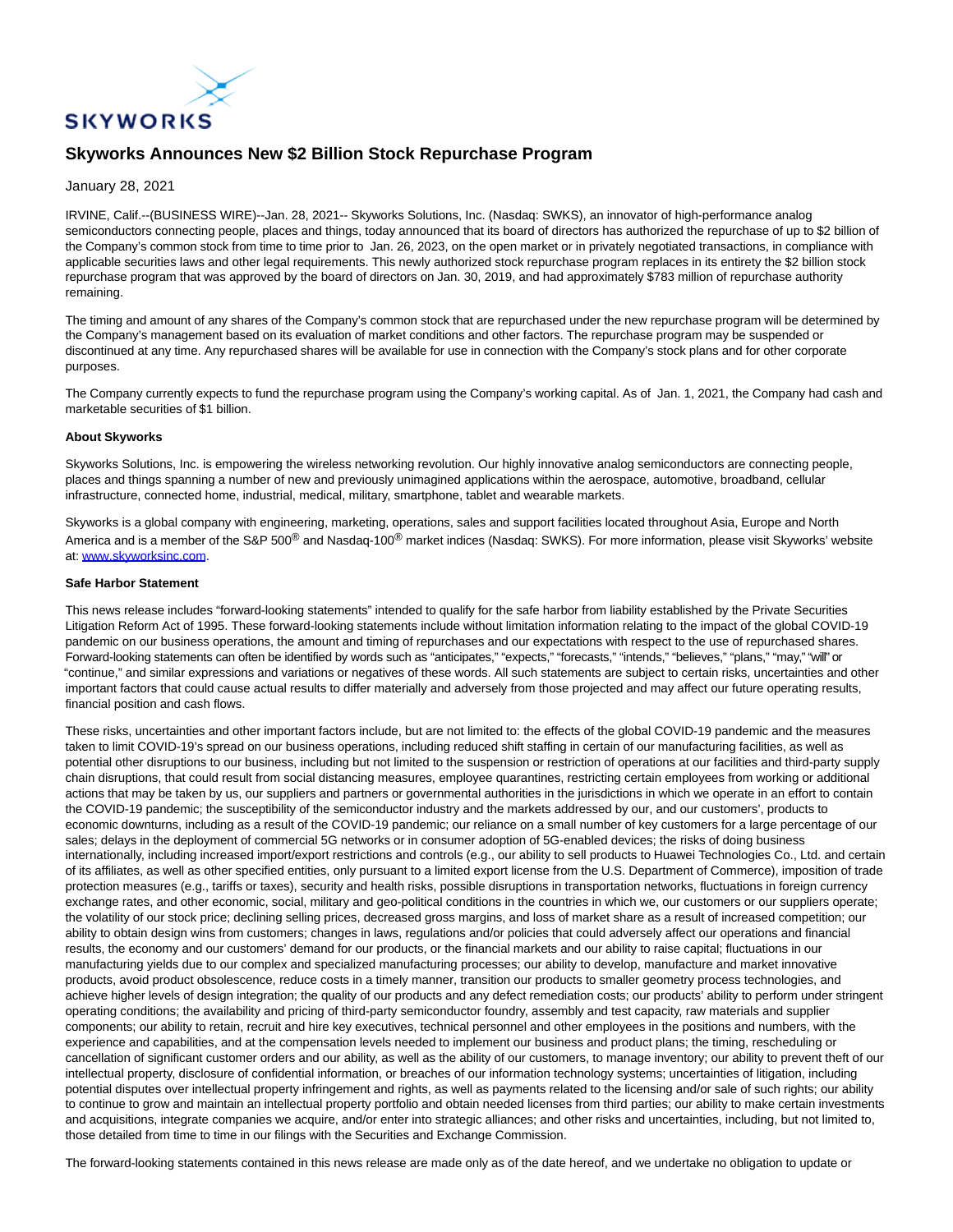SKYWORKS

# Skyworks Announces New $2 Billion Stock Repurchase Program

January 28, 2021

IRVINE, Calif.--(BUSINESS WIRE)--Jan. 28, 2021-- Skyworks Solutions, Inc. (Nasdaq: SWKS), an innovator of high-performance analog semiconductors connecting people, places and things, today announced that its board of directors has authorized the repurchase of up to $2 billion of the Company's common stock from time to time prior to Jan. 26, 2023, on the open market or in privately negotiated transactions, in compliance with applicable securities laws and other legal requirements. This newly authorized stock repurchase program replaces in its entirety the $2 billion stock repurchase program that was approved by the board of directors on Jan. 30, 2019, and had approximately $783 million of repurchase authority remaining.

The timing and amount of any shares of the Company's common stock that are repurchased under the new repurchase program will be determined by the Company's management based on its evaluation of market conditions and other factors. The repurchase program may be suspended or discontinued at any time. Any repurchased shares will be available for use in connection with the Company's stock plans and for other corporate purposes.

The Company currently expects to fund the repurchase program using the Company's working capital. As of Jan. 1, 2021, the Company had cash and marketable securities of $1 billion.

**About Skyworks**

Skyworks Solutions, Inc. is empowering the wireless networking revolution. Our highly innovative analog semiconductors are connecting people, places and things spanning a number of new and previously unimagined applications within the aerospace, automotive, broadband, cellular infrastructure, connected home, industrial, medical, military, smartphone, tablet and wearable markets.

Skyworks is a global company with engineering, marketing, operations, sales and support facilities located throughout Asia, Europe and North America and is a member of the S&P 500® and Nasdaq-100® market indices (Nasdaq: SWKS). For more information, please visit Skyworks' website at: www.skyworksinc.com.

**Safe Harbor Statement**

This news release includes "forward-looking statements" intended to qualify for the safe harbor from liability established by the Private Securities Litigation Reform Act of 1995. These forward-looking statements include without limitation information relating to the impact of the global COVID-19 pandemic on our business operations, the amount and timing of repurchases and our expectations with respect to the use of repurchased shares. Forward-looking statements can often be identified by words such as "anticipates," "expects," "forecasts," "intends," "believes," "plans," "may," "will" or "continue," and similar expressions and variations or negatives of these words. All such statements are subject to certain risks, uncertainties and other important factors that could cause actual results to differ materially and adversely from those projected and may affect our future operating results, financial position and cash flows.

These risks, uncertainties and other important factors include, but are not limited to: the effects of the global COVID-19 pandemic and the measures taken to limit COVID-19's spread on our business operations, including reduced shift staffing in certain of our manufacturing facilities, as well as potential other disruptions to our business, including but not limited to the suspension or restriction of operations at our facilities and third-party supply chain disruptions, that could result from social distancing measures, employee quarantines, restricting certain employees from working or additional actions that may be taken by us, our suppliers and partners or governmental authorities in the jurisdictions in which we operate in an effort to contain the COVID-19 pandemic; the susceptibility of the semiconductor industry and the markets addressed by our, and our customers', products to economic downturns, including as a result of the COVID-19 pandemic; our reliance on a small number of key customers for a large percentage of our sales; delays in the deployment of commercial 5G networks or in consumer adoption of 5G-enabled devices; the risks of doing business internationally, including increased import/export restrictions and controls (e.g., our ability to sell products to Huawei Technologies Co., Ltd. and certain of its affiliates, as well as other specified entities, only pursuant to a limited export license from the U.S. Department of Commerce), imposition of trade protection measures (e.g., tariffs or taxes), security and health risks, possible disruptions in transportation networks, fluctuations in foreign currency exchange rates, and other economic, social, military and geo-political conditions in the countries in which we, our customers or our suppliers operate; the volatility of our stock price; declining selling prices, decreased gross margins, and loss of market share as a result of increased competition; our ability to obtain design wins from customers; changes in laws, regulations and/or policies that could adversely affect our operations and financial results, the economy and our customers' demand for our products, or the financial markets and our ability to raise capital; fluctuations in our manufacturing yields due to our complex and specialized manufacturing processes; our ability to develop, manufacture and market innovative products, avoid product obsolescence, reduce costs in a timely manner, transition our products to smaller geometry process technologies, and achieve higher levels of design integration; the quality of our products and any defect remediation costs; our products' ability to perform under stringent operating conditions; the availability and pricing of third-party semiconductor foundry, assembly and test capacity, raw materials and supplier components; our ability to retain, recruit and hire key executives, technical personnel and other employees in the positions and numbers, with the experience and capabilities, and at the compensation levels needed to implement our business and product plans; the timing, rescheduling or cancellation of significant customer orders and our ability, as well as the ability of our customers, to manage inventory; our ability to prevent theft of our intellectual property, disclosure of confidential information, or breaches of our information technology systems; uncertainties of litigation, including potential disputes over intellectual property infringement and rights, as well as payments related to the licensing and/or sale of such rights; our ability to continue to grow and maintain an intellectual property portfolio and obtain needed licenses from third parties; our ability to make certain investments and acquisitions, integrate companies we acquire, and/or enter into strategic alliances; and other risks and uncertainties, including, but not limited to, those detailed from time to time in our filings with the Securities and Exchange Commission.

The forward-looking statements contained in this news release are made only as of the date hereof, and we undertake no obligation to update or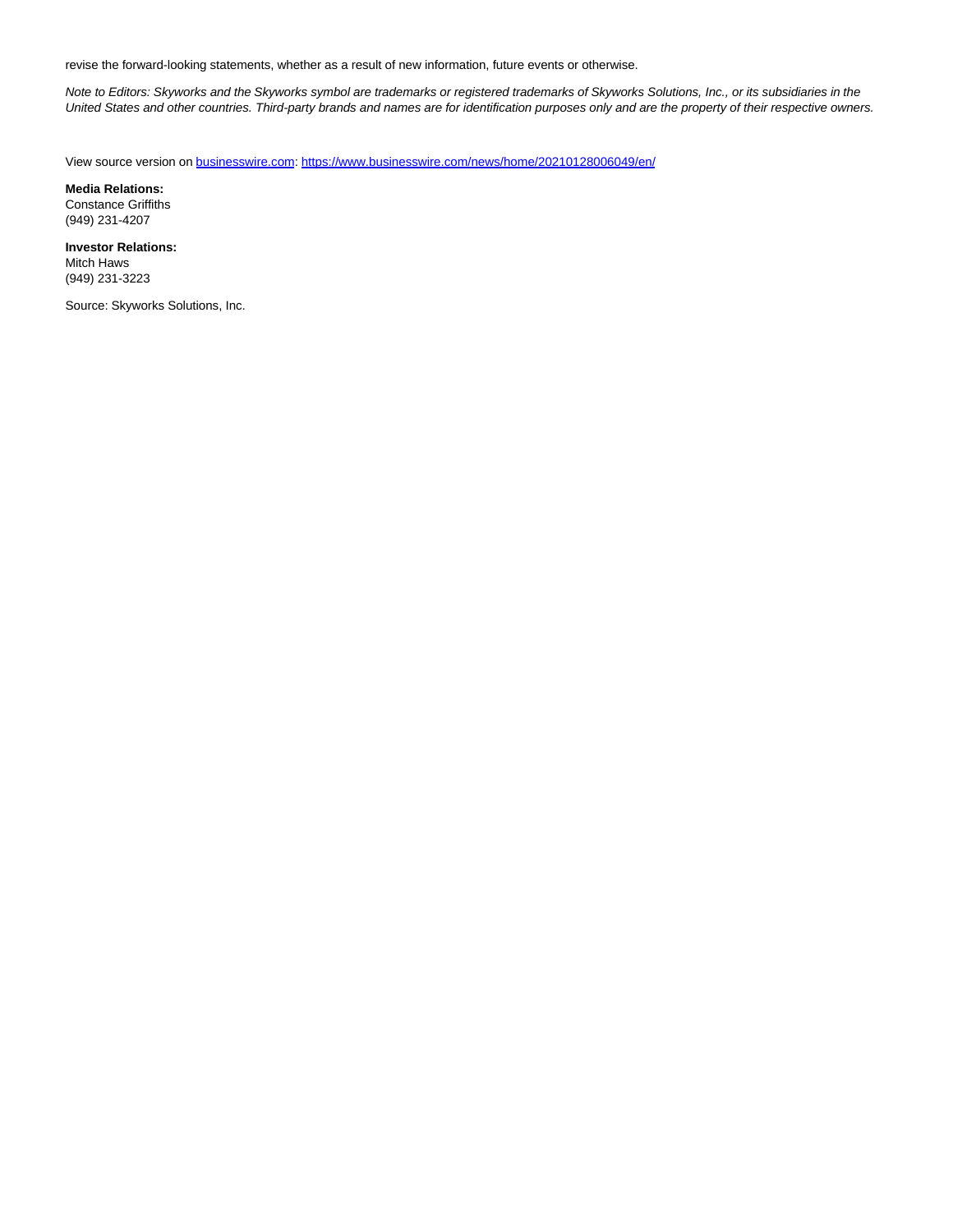revise the forward-looking statements, whether as a result of new information, future events or otherwise.

*Note to Editors: Skyworks and the Skyworks symbol are trademarks or registered trademarks of Skyworks Solutions, Inc., or its subsidiaries in the United States and other countries. Third-party brands and names are for identification purposes only and are the property of their respective owners.*

View source version on [businesswire.com](https://www.businesswire.com): [https://www.businesswire.com/news/home/20210128006049/en/](https://www.businesswire.com/news/home/20210128006049/en/)

**Media Relations:**
Constance Griffiths
(949) 231-4207

**Investor Relations:**
Mitch Haws
(949) 231-3223

Source: Skyworks Solutions, Inc.